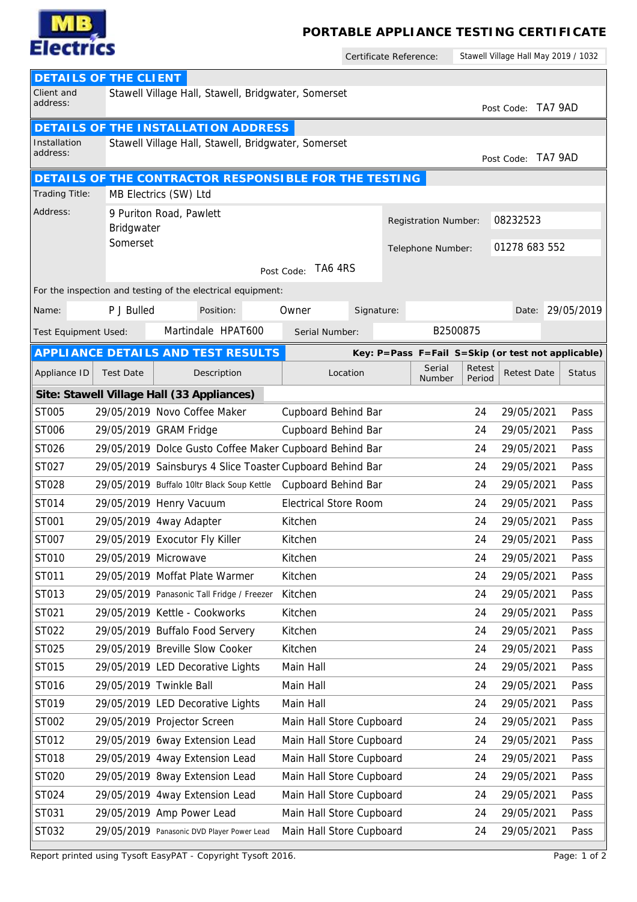**MB Electrics**

# PORTABLE APPLIANCE TESTING CERTIFICATE

Certificate Reference: Stawell Village Hall May 2019 / 1032

## DETAILS OF THE CLIENT

Client and address: Stawell Village Hall, Stawell, Bridgwater, Somerset

Post Code: TA7 9AD

## DETAILS OF THE INSTALLATION ADDRESS

Installation address: Stawell Village Hall, Stawell, Bridgwater, Somerset

Post Code: TA7 9AD

## DETAILS OF THE CONTRACTOR RESPONSIBLE FOR THE TESTING

Trading Title: MB Electrics (SW) Ltd

Address: 9 Puriton Road, Pawlett
Bridgwater
Somerset

Post Code: TA6 4RS

Registration Number: 08232523

Telephone Number: 01278 683 552

For the inspection and testing of the electrical equipment:

Name: P J Bulled | Position: Owner | Signature: | Date: 29/05/2019

Test Equipment Used: Martindale HPAT600 | Serial Number: B2500875

## APPLIANCE DETAILS AND TEST RESULTS

**Key: P=Pass F=Fail S=Skip (or test not applicable)**

| Appliance ID | Test Date | Description | Location | Serial Number | Retest Period | Retest Date | Status |
|---|---|---|---|---|---|---|---|
| **Site: Stawell Village Hall (33 Appliances)** | | | | | | | |
| ST005 | 29/05/2019 | Novo Coffee Maker | Cupboard Behind Bar | | 24 | 29/05/2021 | Pass |
| ST006 | 29/05/2019 | GRAM Fridge | Cupboard Behind Bar | | 24 | 29/05/2021 | Pass |
| ST026 | 29/05/2019 | Dolce Gusto Coffee Maker | Cupboard Behind Bar | | 24 | 29/05/2021 | Pass |
| ST027 | 29/05/2019 | Sainsburys 4 Slice Toaster | Cupboard Behind Bar | | 24 | 29/05/2021 | Pass |
| ST028 | 29/05/2019 | Buffalo 10ltr Black Soup Kettle | Cupboard Behind Bar | | 24 | 29/05/2021 | Pass |
| ST014 | 29/05/2019 | Henry Vacuum | Electrical Store Room | | 24 | 29/05/2021 | Pass |
| ST001 | 29/05/2019 | 4way Adapter | Kitchen | | 24 | 29/05/2021 | Pass |
| ST007 | 29/05/2019 | Executor Fly Killer | Kitchen | | 24 | 29/05/2021 | Pass |
| ST010 | 29/05/2019 | Microwave | Kitchen | | 24 | 29/05/2021 | Pass |
| ST011 | 29/05/2019 | Moffat Plate Warmer | Kitchen | | 24 | 29/05/2021 | Pass |
| ST013 | 29/05/2019 | Panasonic Tall Fridge / Freezer | Kitchen | | 24 | 29/05/2021 | Pass |
| ST021 | 29/05/2019 | Kettle - Cookworks | Kitchen | | 24 | 29/05/2021 | Pass |
| ST022 | 29/05/2019 | Buffalo Food Servery | Kitchen | | 24 | 29/05/2021 | Pass |
| ST025 | 29/05/2019 | Breville Slow Cooker | Kitchen | | 24 | 29/05/2021 | Pass |
| ST015 | 29/05/2019 | LED Decorative Lights | Main Hall | | 24 | 29/05/2021 | Pass |
| ST016 | 29/05/2019 | Twinkle Ball | Main Hall | | 24 | 29/05/2021 | Pass |
| ST019 | 29/05/2019 | LED Decorative Lights | Main Hall | | 24 | 29/05/2021 | Pass |
| ST002 | 29/05/2019 | Projector Screen | Main Hall Store Cupboard | | 24 | 29/05/2021 | Pass |
| ST012 | 29/05/2019 | 6way Extension Lead | Main Hall Store Cupboard | | 24 | 29/05/2021 | Pass |
| ST018 | 29/05/2019 | 4way Extension Lead | Main Hall Store Cupboard | | 24 | 29/05/2021 | Pass |
| ST020 | 29/05/2019 | 8way Extension Lead | Main Hall Store Cupboard | | 24 | 29/05/2021 | Pass |
| ST024 | 29/05/2019 | 4way Extension Lead | Main Hall Store Cupboard | | 24 | 29/05/2021 | Pass |
| ST031 | 29/05/2019 | Amp Power Lead | Main Hall Store Cupboard | | 24 | 29/05/2021 | Pass |
| ST032 | 29/05/2019 | Panasonic DVD Player Power Lead | Main Hall Store Cupboard | | 24 | 29/05/2021 | Pass |

Report printed using Tysoft EasyPAT - Copyright Tysoft 2016.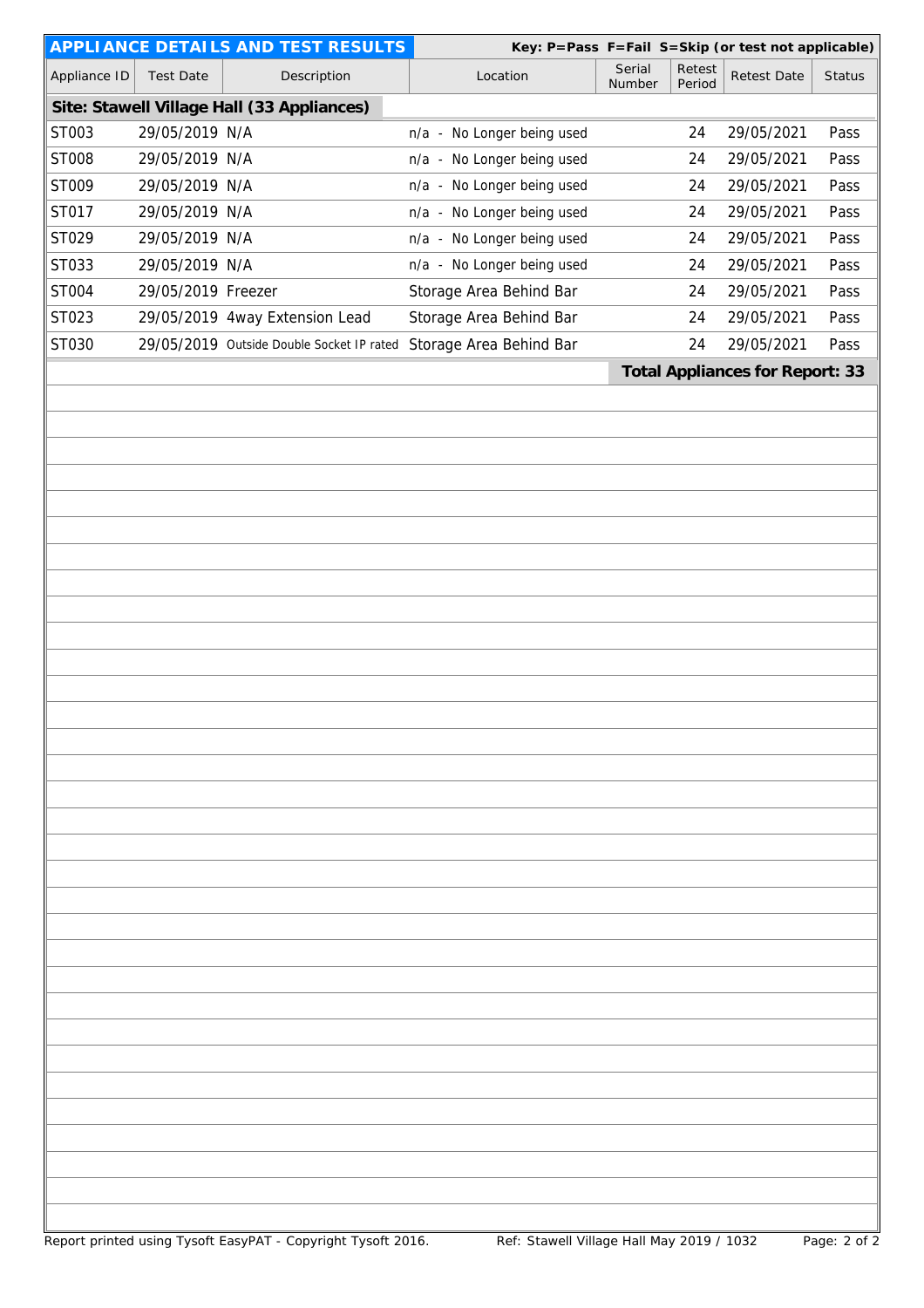## APPLIANCE DETAILS AND TEST RESULTS

**Key: P=Pass F=Fail S=Skip (or test not applicable)**

| Appliance ID | Test Date | Description | Location | Serial Number | Retest Period | Retest Date | Status |
|---|---|---|---|---|---|---|---|
| **Site: Stawell Village Hall (33 Appliances)** | | | | | | | |
| ST003 | 29/05/2019 | N/A | n/a - No Longer being used | | 24 | 29/05/2021 | Pass |
| ST008 | 29/05/2019 | N/A | n/a - No Longer being used | | 24 | 29/05/2021 | Pass |
| ST009 | 29/05/2019 | N/A | n/a - No Longer being used | | 24 | 29/05/2021 | Pass |
| ST017 | 29/05/2019 | N/A | n/a - No Longer being used | | 24 | 29/05/2021 | Pass |
| ST029 | 29/05/2019 | N/A | n/a - No Longer being used | | 24 | 29/05/2021 | Pass |
| ST033 | 29/05/2019 | N/A | n/a - No Longer being used | | 24 | 29/05/2021 | Pass |
| ST004 | 29/05/2019 | Freezer | Storage Area Behind Bar | | 24 | 29/05/2021 | Pass |
| ST023 | 29/05/2019 | 4way Extension Lead | Storage Area Behind Bar | | 24 | 29/05/2021 | Pass |
| ST030 | 29/05/2019 | Outside Double Socket IP rated | Storage Area Behind Bar | | 24 | 29/05/2021 | Pass |

**Total Appliances for Report: 33**

Report printed using Tysoft EasyPAT - Copyright Tysoft 2016. Ref: Stawell Village Hall May 2019 / 1032